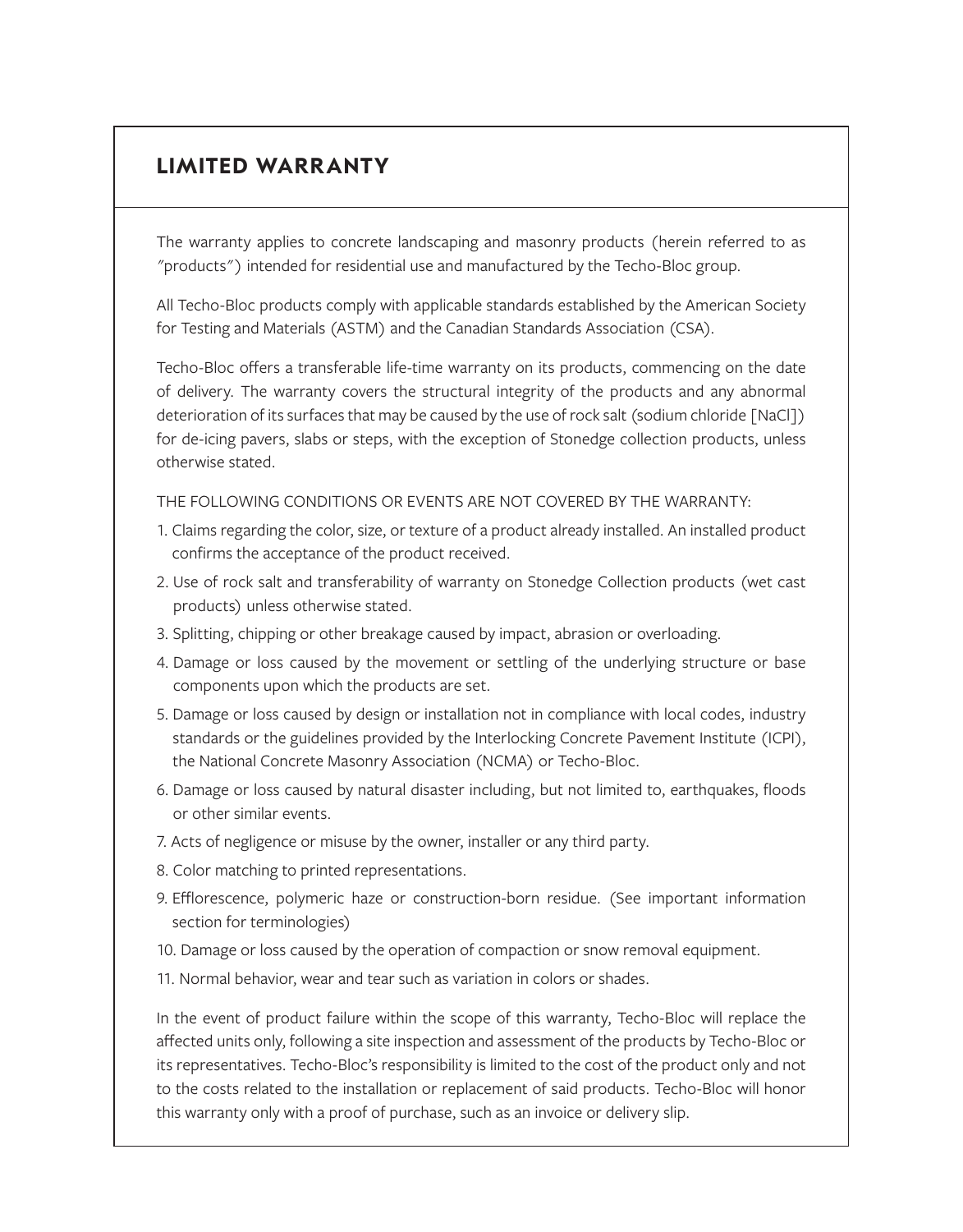## LIMITED WARRANTY

The warranty applies to concrete landscaping and masonry products (herein referred to as "products") intended for residential use and manufactured by the Techo-Bloc group.

All Techo-Bloc products comply with applicable standards established by the American Society for Testing and Materials (ASTM) and the Canadian Standards Association (CSA).

Techo-Bloc offers a transferable life-time warranty on its products, commencing on the date of delivery. The warranty covers the structural integrity of the products and any abnormal deterioration of its surfaces that may be caused by the use of rock salt (sodium chloride [NaCl]) for de-icing pavers, slabs or steps, with the exception of Stonedge collection products, unless otherwise stated.

THE FOLLOWING CONDITIONS OR EVENTS ARE NOT COVERED BY THE WARRANTY:

1. Claims regarding the color, size, or texture of a product already installed. An installed product confirms the acceptance of the product received.
2. Use of rock salt and transferability of warranty on Stonedge Collection products (wet cast products) unless otherwise stated.
3. Splitting, chipping or other breakage caused by impact, abrasion or overloading.
4. Damage or loss caused by the movement or settling of the underlying structure or base components upon which the products are set.
5. Damage or loss caused by design or installation not in compliance with local codes, industry standards or the guidelines provided by the Interlocking Concrete Pavement Institute (ICPI), the National Concrete Masonry Association (NCMA) or Techo-Bloc.
6. Damage or loss caused by natural disaster including, but not limited to, earthquakes, floods or other similar events.
7. Acts of negligence or misuse by the owner, installer or any third party.
8. Color matching to printed representations.
9. Efflorescence, polymeric haze or construction-born residue. (See important information section for terminologies)
10. Damage or loss caused by the operation of compaction or snow removal equipment.
11. Normal behavior, wear and tear such as variation in colors or shades.

In the event of product failure within the scope of this warranty, Techo-Bloc will replace the affected units only, following a site inspection and assessment of the products by Techo-Bloc or its representatives. Techo-Bloc's responsibility is limited to the cost of the product only and not to the costs related to the installation or replacement of said products. Techo-Bloc will honor this warranty only with a proof of purchase, such as an invoice or delivery slip.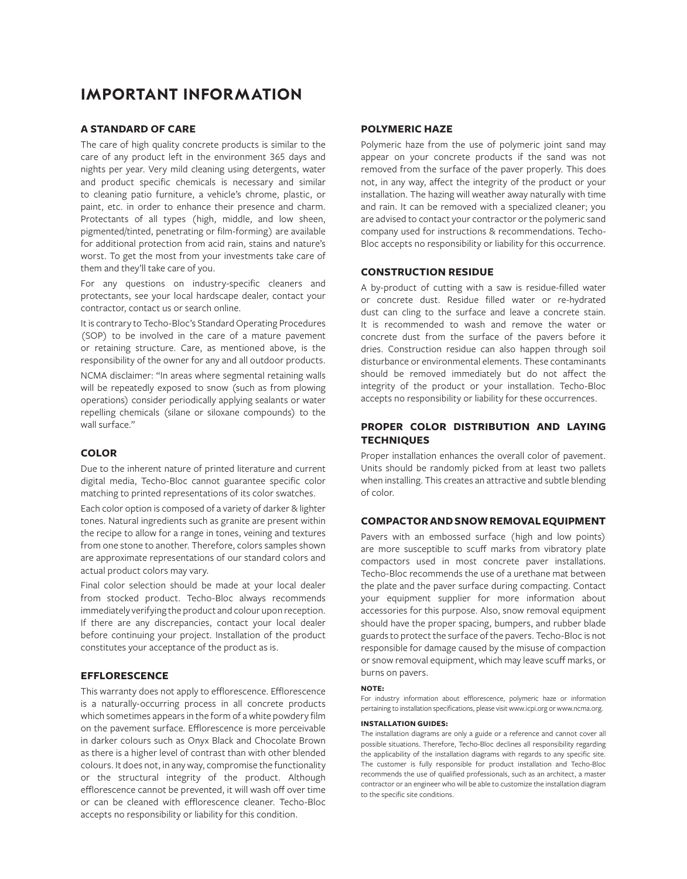# IMPORTANT INFORMATION

## A STANDARD OF CARE

The care of high quality concrete products is similar to the care of any product left in the environment 365 days and nights per year. Very mild cleaning using detergents, water and product specific chemicals is necessary and similar to cleaning patio furniture, a vehicle's chrome, plastic, or paint, etc. in order to enhance their presence and charm. Protectants of all types (high, middle, and low sheen, pigmented/tinted, penetrating or film-forming) are available for additional protection from acid rain, stains and nature's worst. To get the most from your investments take care of them and they'll take care of you.

For any questions on industry-specific cleaners and protectants, see your local hardscape dealer, contact your contractor, contact us or search online.

It is contrary to Techo-Bloc's Standard Operating Procedures (SOP) to be involved in the care of a mature pavement or retaining structure. Care, as mentioned above, is the responsibility of the owner for any and all outdoor products.

NCMA disclaimer: "In areas where segmental retaining walls will be repeatedly exposed to snow (such as from plowing operations) consider periodically applying sealants or water repelling chemicals (silane or siloxane compounds) to the wall surface."

## COLOR

Due to the inherent nature of printed literature and current digital media, Techo-Bloc cannot guarantee specific color matching to printed representations of its color swatches.

Each color option is composed of a variety of darker & lighter tones. Natural ingredients such as granite are present within the recipe to allow for a range in tones, veining and textures from one stone to another. Therefore, colors samples shown are approximate representations of our standard colors and actual product colors may vary.

Final color selection should be made at your local dealer from stocked product. Techo-Bloc always recommends immediately verifying the product and colour upon reception. If there are any discrepancies, contact your local dealer before continuing your project. Installation of the product constitutes your acceptance of the product as is.

## EFFLORESCENCE

This warranty does not apply to efflorescence. Efflorescence is a naturally-occurring process in all concrete products which sometimes appears in the form of a white powdery film on the pavement surface. Efflorescence is more perceivable in darker colours such as Onyx Black and Chocolate Brown as there is a higher level of contrast than with other blended colours. It does not, in any way, compromise the functionality or the structural integrity of the product. Although efflorescence cannot be prevented, it will wash off over time or can be cleaned with efflorescence cleaner. Techo-Bloc accepts no responsibility or liability for this condition.

## POLYMERIC HAZE

Polymeric haze from the use of polymeric joint sand may appear on your concrete products if the sand was not removed from the surface of the paver properly. This does not, in any way, affect the integrity of the product or your installation. The hazing will weather away naturally with time and rain. It can be removed with a specialized cleaner; you are advised to contact your contractor or the polymeric sand company used for instructions & recommendations. Techo-Bloc accepts no responsibility or liability for this occurrence.

## CONSTRUCTION RESIDUE

A by-product of cutting with a saw is residue-filled water or concrete dust. Residue filled water or re-hydrated dust can cling to the surface and leave a concrete stain. It is recommended to wash and remove the water or concrete dust from the surface of the pavers before it dries. Construction residue can also happen through soil disturbance or environmental elements. These contaminants should be removed immediately but do not affect the integrity of the product or your installation. Techo-Bloc accepts no responsibility or liability for these occurrences.

## PROPER COLOR DISTRIBUTION AND LAYING TECHNIQUES

Proper installation enhances the overall color of pavement. Units should be randomly picked from at least two pallets when installing. This creates an attractive and subtle blending of color.

## COMPACTOR AND SNOW REMOVAL EQUIPMENT

Pavers with an embossed surface (high and low points) are more susceptible to scuff marks from vibratory plate compactors used in most concrete paver installations. Techo-Bloc recommends the use of a urethane mat between the plate and the paver surface during compacting. Contact your equipment supplier for more information about accessories for this purpose. Also, snow removal equipment should have the proper spacing, bumpers, and rubber blade guards to protect the surface of the pavers. Techo-Bloc is not responsible for damage caused by the misuse of compaction or snow removal equipment, which may leave scuff marks, or burns on pavers.

**NOTE:**

For industry information about efflorescence, polymeric haze or information pertaining to installation specifications, please visit www.icpi.org or www.ncma.org.

**INSTALLATION GUIDES:**

The installation diagrams are only a guide or a reference and cannot cover all possible situations. Therefore, Techo-Bloc declines all responsibility regarding the applicability of the installation diagrams with regards to any specific site. The customer is fully responsible for product installation and Techo-Bloc recommends the use of qualified professionals, such as an architect, a master contractor or an engineer who will be able to customize the installation diagram to the specific site conditions.